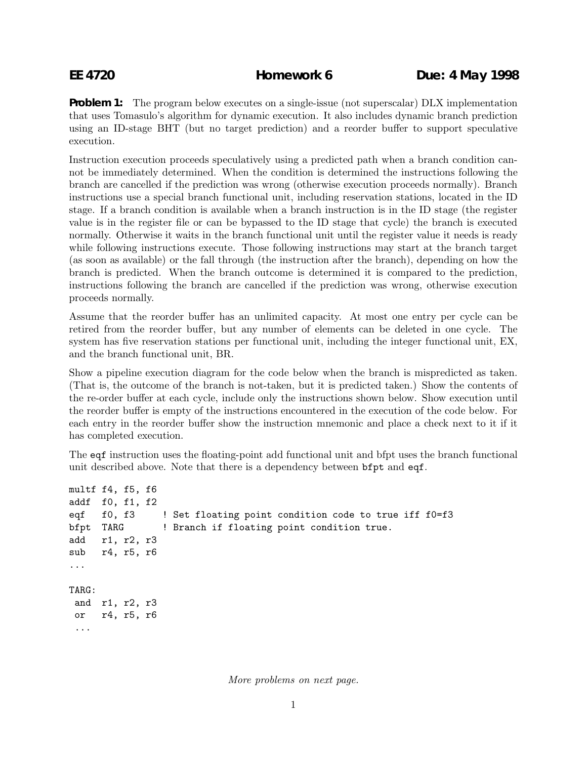**EE 4720** **Homework 6** **Due: 4 May 1998**

**Problem 1:** The program below executes on a single-issue (not superscalar) DLX implementation that uses Tomasulo's algorithm for dynamic execution. It also includes dynamic branch prediction using an ID-stage BHT (but no target prediction) and a reorder buffer to support speculative execution.

Instruction execution proceeds speculatively using a predicted path when a branch condition cannot be immediately determined. When the condition is determined the instructions following the branch are cancelled if the prediction was wrong (otherwise execution proceeds normally). Branch instructions use a special branch functional unit, including reservation stations, located in the ID stage. If a branch condition is available when a branch instruction is in the ID stage (the register value is in the register file or can be bypassed to the ID stage that cycle) the branch is executed normally. Otherwise it waits in the branch functional unit until the register value it needs is ready while following instructions execute. Those following instructions may start at the branch target (as soon as available) or the fall through (the instruction after the branch), depending on how the branch is predicted. When the branch outcome is determined it is compared to the prediction, instructions following the branch are cancelled if the prediction was wrong, otherwise execution proceeds normally.

Assume that the reorder buffer has an unlimited capacity. At most one entry per cycle can be retired from the reorder buffer, but any number of elements can be deleted in one cycle. The system has five reservation stations per functional unit, including the integer functional unit, EX, and the branch functional unit, BR.

Show a pipeline execution diagram for the code below when the branch is mispredicted as taken. (That is, the outcome of the branch is not-taken, but it is predicted taken.) Show the contents of the re-order buffer at each cycle, include only the instructions shown below. Show execution until the reorder buffer is empty of the instructions encountered in the execution of the code below. For each entry in the reorder buffer show the instruction mnemonic and place a check next to it if it has completed execution.

The `eqf` instruction uses the floating-point add functional unit and `bfpt` uses the branch functional unit described above. Note that there is a dependency between `bfpt` and `eqf`.

```
multf f4, f5, f6
addf  f0, f1, f2
eqf   f0, f3     ! Set floating point condition code to true iff f0=f3
bfpt  TARG       ! Branch if floating point condition true.
add   r1, r2, r3
sub   r4, r5, r6
...

TARG:
 and  r1, r2, r3
 or   r4, r5, r6
 ...
```

*More problems on next page.*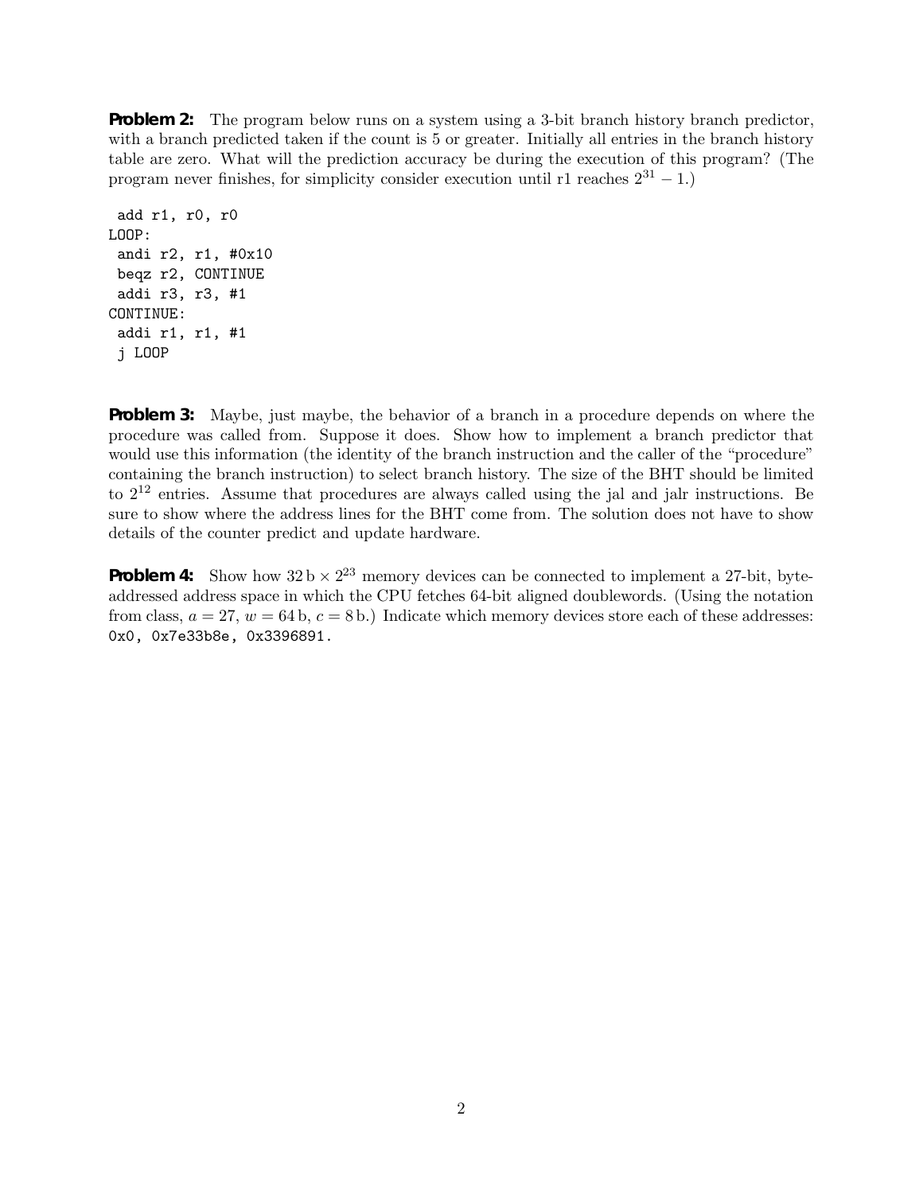**Problem 2:** The program below runs on a system using a 3-bit branch history branch predictor, with a branch predicted taken if the count is 5 or greater. Initially all entries in the branch history table are zero. What will the prediction accuracy be during the execution of this program? (The program never finishes, for simplicity consider execution until r1 reaches $2^{31} - 1$.)

```
 add r1, r0, r0
LOOP:
 andi r2, r1, #0x10
 beqz r2, CONTINUE
 addi r3, r3, #1
CONTINUE:
 addi r1, r1, #1
 j LOOP
```

**Problem 3:** Maybe, just maybe, the behavior of a branch in a procedure depends on where the procedure was called from. Suppose it does. Show how to implement a branch predictor that would use this information (the identity of the branch instruction and the caller of the "procedure" containing the branch instruction) to select branch history. The size of the BHT should be limited to $2^{12}$ entries. Assume that procedures are always called using the jal and jalr instructions. Be sure to show where the address lines for the BHT come from. The solution does not have to show details of the counter predict and update hardware.

**Problem 4:** Show how $32\,\mathrm{b} \times 2^{23}$ memory devices can be connected to implement a 27-bit, byte-addressed address space in which the CPU fetches 64-bit aligned doublewords. (Using the notation from class, $a = 27$, $w = 64\,\mathrm{b}$, $c = 8\,\mathrm{b}$.) Indicate which memory devices store each of these addresses: `0x0, 0x7e33b8e, 0x3396891`.